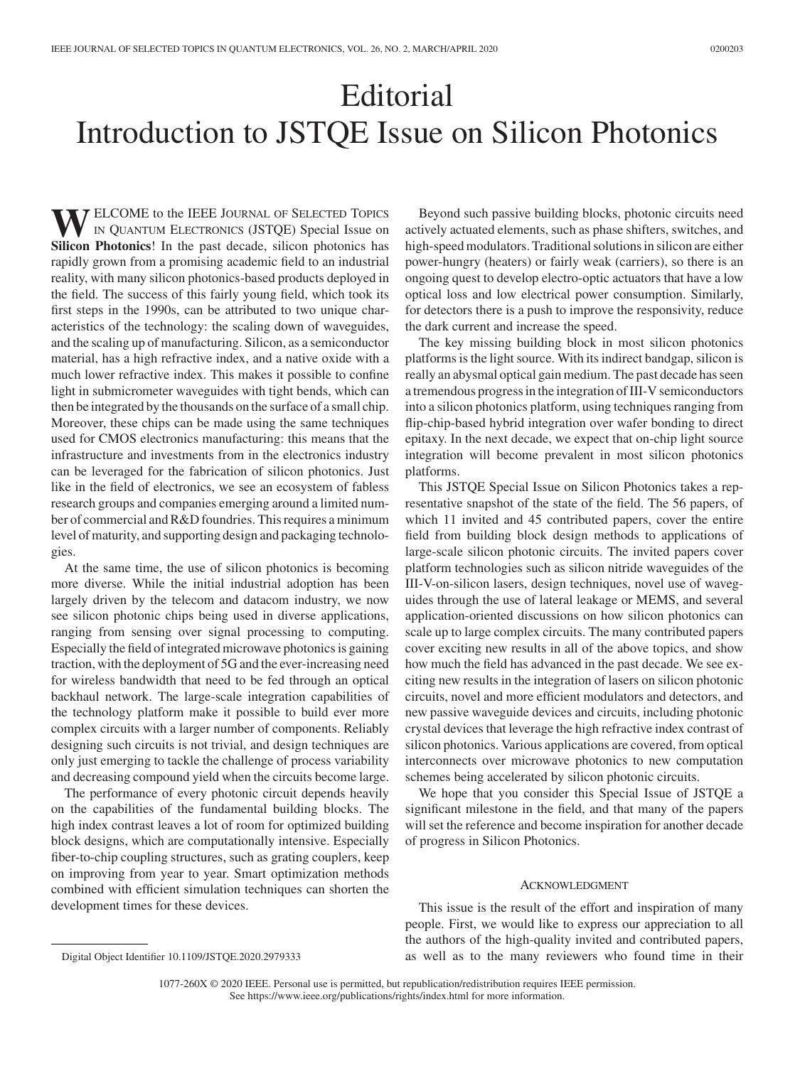# Editorial
# Introduction to JSTQE Issue on Silicon Photonics

WELCOME to the IEEE JOURNAL OF SELECTED TOPICS IN QUANTUM ELECTRONICS (JSTQE) Special Issue on **Silicon Photonics**! In the past decade, silicon photonics has rapidly grown from a promising academic field to an industrial reality, with many silicon photonics-based products deployed in the field. The success of this fairly young field, which took its first steps in the 1990s, can be attributed to two unique characteristics of the technology: the scaling down of waveguides, and the scaling up of manufacturing. Silicon, as a semiconductor material, has a high refractive index, and a native oxide with a much lower refractive index. This makes it possible to confine light in submicrometer waveguides with tight bends, which can then be integrated by the thousands on the surface of a small chip. Moreover, these chips can be made using the same techniques used for CMOS electronics manufacturing: this means that the infrastructure and investments from in the electronics industry can be leveraged for the fabrication of silicon photonics. Just like in the field of electronics, we see an ecosystem of fabless research groups and companies emerging around a limited number of commercial and R&D foundries. This requires a minimum level of maturity, and supporting design and packaging technologies.

At the same time, the use of silicon photonics is becoming more diverse. While the initial industrial adoption has been largely driven by the telecom and datacom industry, we now see silicon photonic chips being used in diverse applications, ranging from sensing over signal processing to computing. Especially the field of integrated microwave photonics is gaining traction, with the deployment of 5G and the ever-increasing need for wireless bandwidth that need to be fed through an optical backhaul network. The large-scale integration capabilities of the technology platform make it possible to build ever more complex circuits with a larger number of components. Reliably designing such circuits is not trivial, and design techniques are only just emerging to tackle the challenge of process variability and decreasing compound yield when the circuits become large.

The performance of every photonic circuit depends heavily on the capabilities of the fundamental building blocks. The high index contrast leaves a lot of room for optimized building block designs, which are computationally intensive. Especially fiber-to-chip coupling structures, such as grating couplers, keep on improving from year to year. Smart optimization methods combined with efficient simulation techniques can shorten the development times for these devices.

Beyond such passive building blocks, photonic circuits need actively actuated elements, such as phase shifters, switches, and high-speed modulators. Traditional solutions in silicon are either power-hungry (heaters) or fairly weak (carriers), so there is an ongoing quest to develop electro-optic actuators that have a low optical loss and low electrical power consumption. Similarly, for detectors there is a push to improve the responsivity, reduce the dark current and increase the speed.

The key missing building block in most silicon photonics platforms is the light source. With its indirect bandgap, silicon is really an abysmal optical gain medium. The past decade has seen a tremendous progress in the integration of III-V semiconductors into a silicon photonics platform, using techniques ranging from flip-chip-based hybrid integration over wafer bonding to direct epitaxy. In the next decade, we expect that on-chip light source integration will become prevalent in most silicon photonics platforms.

This JSTQE Special Issue on Silicon Photonics takes a representative snapshot of the state of the field. The 56 papers, of which 11 invited and 45 contributed papers, cover the entire field from building block design methods to applications of large-scale silicon photonic circuits. The invited papers cover platform technologies such as silicon nitride waveguides of the III-V-on-silicon lasers, design techniques, novel use of waveguides through the use of lateral leakage or MEMS, and several application-oriented discussions on how silicon photonics can scale up to large complex circuits. The many contributed papers cover exciting new results in all of the above topics, and show how much the field has advanced in the past decade. We see exciting new results in the integration of lasers on silicon photonic circuits, novel and more efficient modulators and detectors, and new passive waveguide devices and circuits, including photonic crystal devices that leverage the high refractive index contrast of silicon photonics. Various applications are covered, from optical interconnects over microwave photonics to new computation schemes being accelerated by silicon photonic circuits.

We hope that you consider this Special Issue of JSTQE a significant milestone in the field, and that many of the papers will set the reference and become inspiration for another decade of progress in Silicon Photonics.

## ACKNOWLEDGMENT

This issue is the result of the effort and inspiration of many people. First, we would like to express our appreciation to all the authors of the high-quality invited and contributed papers, as well as to the many reviewers who found time in their

Digital Object Identifier 10.1109/JSTQE.2020.2979333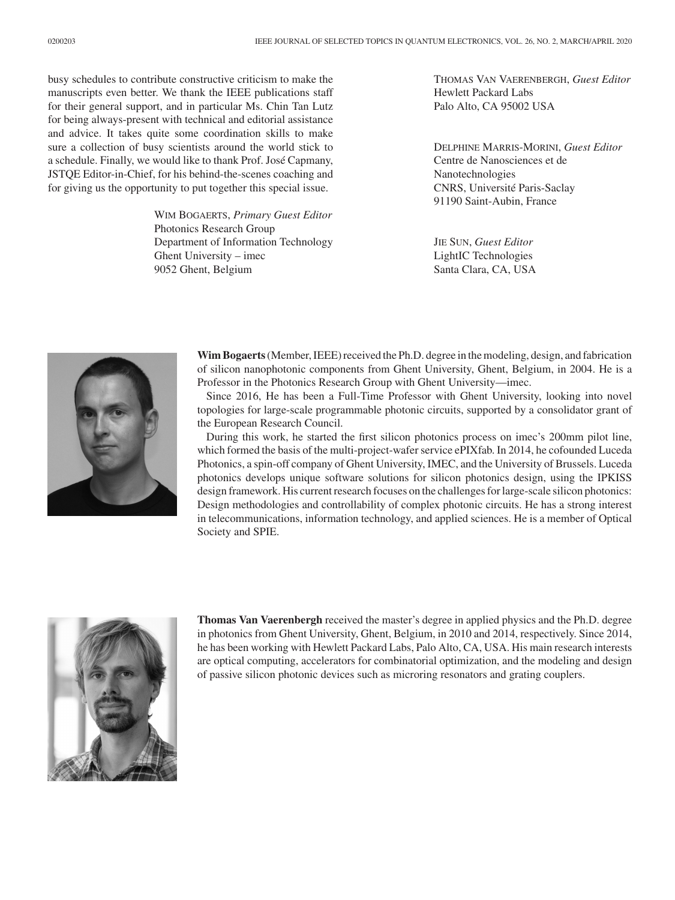busy schedules to contribute constructive criticism to make the manuscripts even better. We thank the IEEE publications staff for their general support, and in particular Ms. Chin Tan Lutz for being always-present with technical and editorial assistance and advice. It takes quite some coordination skills to make sure a collection of busy scientists around the world stick to a schedule. Finally, we would like to thank Prof. José Capmany, JSTQE Editor-in-Chief, for his behind-the-scenes coaching and for giving us the opportunity to put together this special issue.

WIM BOGAERTS, *Primary Guest Editor*
Photonics Research Group
Department of Information Technology
Ghent University – imec
9052 Ghent, Belgium

THOMAS VAN VAERENBERGH, *Guest Editor*
Hewlett Packard Labs
Palo Alto, CA 95002 USA

DELPHINE MARRIS-MORINI, *Guest Editor*
Centre de Nanosciences et de Nanotechnologies
CNRS, Université Paris-Saclay
91190 Saint-Aubin, France

JIE SUN, *Guest Editor*
LightIC Technologies
Santa Clara, CA, USA

**Wim Bogaerts** (Member, IEEE) received the Ph.D. degree in the modeling, design, and fabrication of silicon nanophotonic components from Ghent University, Ghent, Belgium, in 2004. He is a Professor in the Photonics Research Group with Ghent University—imec.

Since 2016, He has been a Full-Time Professor with Ghent University, looking into novel topologies for large-scale programmable photonic circuits, supported by a consolidator grant of the European Research Council.

During this work, he started the first silicon photonics process on imec's 200mm pilot line, which formed the basis of the multi-project-wafer service ePIXfab. In 2014, he cofounded Luceda Photonics, a spin-off company of Ghent University, IMEC, and the University of Brussels. Luceda photonics develops unique software solutions for silicon photonics design, using the IPKISS design framework. His current research focuses on the challenges for large-scale silicon photonics: Design methodologies and controllability of complex photonic circuits. He has a strong interest in telecommunications, information technology, and applied sciences. He is a member of Optical Society and SPIE.

**Thomas Van Vaerenbergh** received the master's degree in applied physics and the Ph.D. degree in photonics from Ghent University, Ghent, Belgium, in 2010 and 2014, respectively. Since 2014, he has been working with Hewlett Packard Labs, Palo Alto, CA, USA. His main research interests are optical computing, accelerators for combinatorial optimization, and the modeling and design of passive silicon photonic devices such as microring resonators and grating couplers.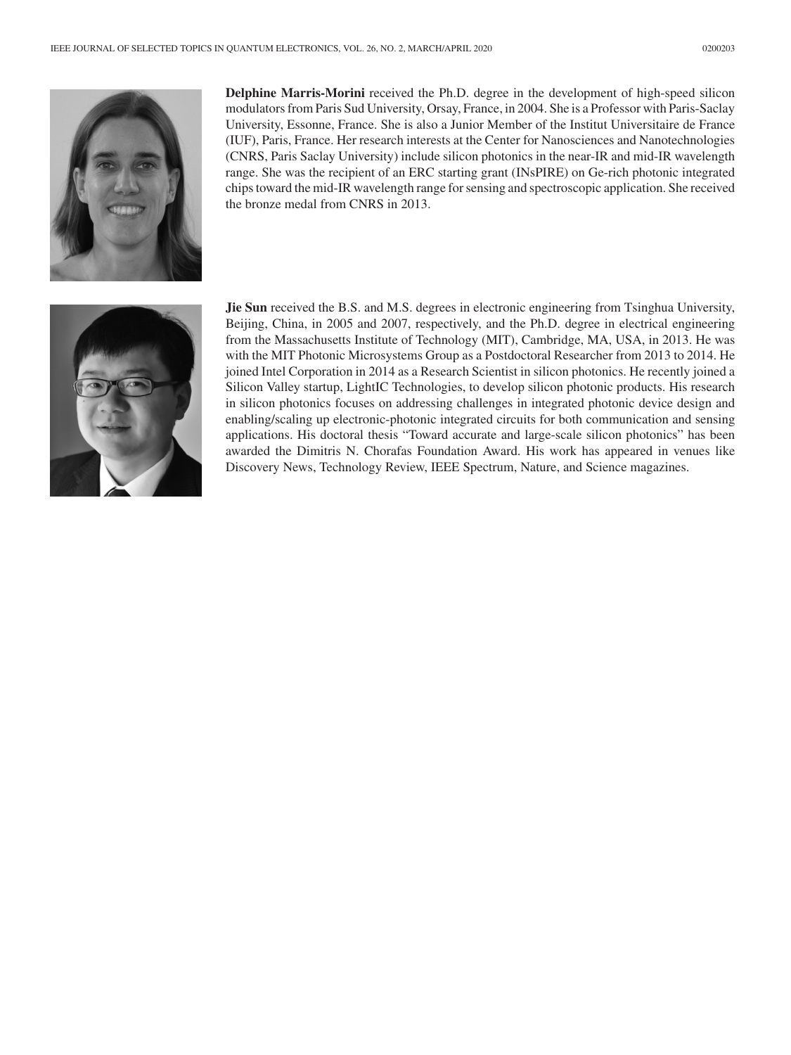**Delphine Marris-Morini** received the Ph.D. degree in the development of high-speed silicon modulators from Paris Sud University, Orsay, France, in 2004. She is a Professor with Paris-Saclay University, Essonne, France. She is also a Junior Member of the Institut Universitaire de France (IUF), Paris, France. Her research interests at the Center for Nanosciences and Nanotechnologies (CNRS, Paris Saclay University) include silicon photonics in the near-IR and mid-IR wavelength range. She was the recipient of an ERC starting grant (INsPIRE) on Ge-rich photonic integrated chips toward the mid-IR wavelength range for sensing and spectroscopic application. She received the bronze medal from CNRS in 2013.

**Jie Sun** received the B.S. and M.S. degrees in electronic engineering from Tsinghua University, Beijing, China, in 2005 and 2007, respectively, and the Ph.D. degree in electrical engineering from the Massachusetts Institute of Technology (MIT), Cambridge, MA, USA, in 2013. He was with the MIT Photonic Microsystems Group as a Postdoctoral Researcher from 2013 to 2014. He joined Intel Corporation in 2014 as a Research Scientist in silicon photonics. He recently joined a Silicon Valley startup, LightIC Technologies, to develop silicon photonic products. His research in silicon photonics focuses on addressing challenges in integrated photonic device design and enabling/scaling up electronic-photonic integrated circuits for both communication and sensing applications. His doctoral thesis "Toward accurate and large-scale silicon photonics" has been awarded the Dimitris N. Chorafas Foundation Award. His work has appeared in venues like Discovery News, Technology Review, IEEE Spectrum, Nature, and Science magazines.